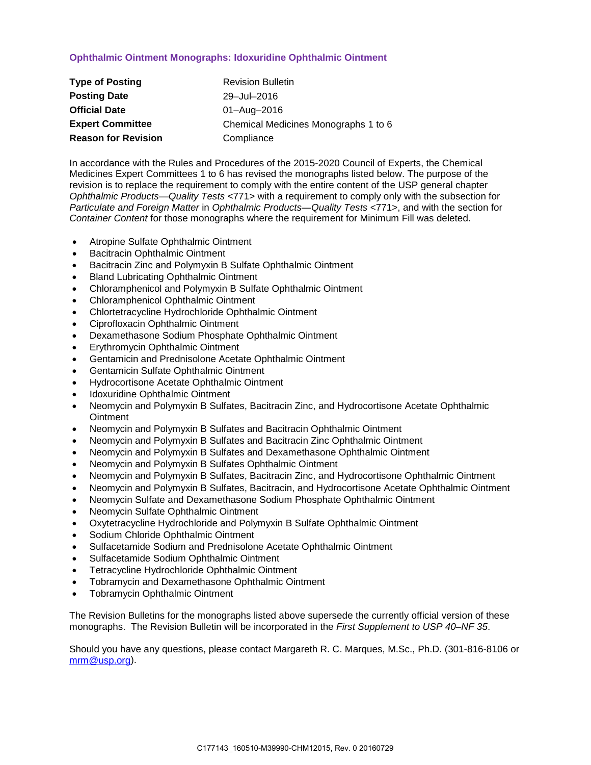## Ophthalmic Ointment Monographs: Idoxuridine Ophthalmic Ointment

| | |
|---|---|
| **Type of Posting** | Revision Bulletin |
| **Posting Date** | 29–Jul–2016 |
| **Official Date** | 01–Aug–2016 |
| **Expert Committee** | Chemical Medicines Monographs 1 to 6 |
| **Reason for Revision** | Compliance |

In accordance with the Rules and Procedures of the 2015-2020 Council of Experts, the Chemical Medicines Expert Committees 1 to 6 has revised the monographs listed below. The purpose of the revision is to replace the requirement to comply with the entire content of the USP general chapter *Ophthalmic Products—Quality Tests* <771> with a requirement to comply only with the subsection for *Particulate and Foreign Matter* in *Ophthalmic Products—Quality Tests* <771>, and with the section for *Container Content* for those monographs where the requirement for Minimum Fill was deleted.

- Atropine Sulfate Ophthalmic Ointment
- Bacitracin Ophthalmic Ointment
- Bacitracin Zinc and Polymyxin B Sulfate Ophthalmic Ointment
- Bland Lubricating Ophthalmic Ointment
- Chloramphenicol and Polymyxin B Sulfate Ophthalmic Ointment
- Chloramphenicol Ophthalmic Ointment
- Chlortetracycline Hydrochloride Ophthalmic Ointment
- Ciprofloxacin Ophthalmic Ointment
- Dexamethasone Sodium Phosphate Ophthalmic Ointment
- Erythromycin Ophthalmic Ointment
- Gentamicin and Prednisolone Acetate Ophthalmic Ointment
- Gentamicin Sulfate Ophthalmic Ointment
- Hydrocortisone Acetate Ophthalmic Ointment
- Idoxuridine Ophthalmic Ointment
- Neomycin and Polymyxin B Sulfates, Bacitracin Zinc, and Hydrocortisone Acetate Ophthalmic Ointment
- Neomycin and Polymyxin B Sulfates and Bacitracin Ophthalmic Ointment
- Neomycin and Polymyxin B Sulfates and Bacitracin Zinc Ophthalmic Ointment
- Neomycin and Polymyxin B Sulfates and Dexamethasone Ophthalmic Ointment
- Neomycin and Polymyxin B Sulfates Ophthalmic Ointment
- Neomycin and Polymyxin B Sulfates, Bacitracin Zinc, and Hydrocortisone Ophthalmic Ointment
- Neomycin and Polymyxin B Sulfates, Bacitracin, and Hydrocortisone Acetate Ophthalmic Ointment
- Neomycin Sulfate and Dexamethasone Sodium Phosphate Ophthalmic Ointment
- Neomycin Sulfate Ophthalmic Ointment
- Oxytetracycline Hydrochloride and Polymyxin B Sulfate Ophthalmic Ointment
- Sodium Chloride Ophthalmic Ointment
- Sulfacetamide Sodium and Prednisolone Acetate Ophthalmic Ointment
- Sulfacetamide Sodium Ophthalmic Ointment
- Tetracycline Hydrochloride Ophthalmic Ointment
- Tobramycin and Dexamethasone Ophthalmic Ointment
- Tobramycin Ophthalmic Ointment

The Revision Bulletins for the monographs listed above supersede the currently official version of these monographs. The Revision Bulletin will be incorporated in the *First Supplement to USP 40–NF 35*.

Should you have any questions, please contact Margareth R. C. Marques, M.Sc., Ph.D. (301-816-8106 or mrm@usp.org).

C177143_160510-M39990-CHM12015, Rev. 0 20160729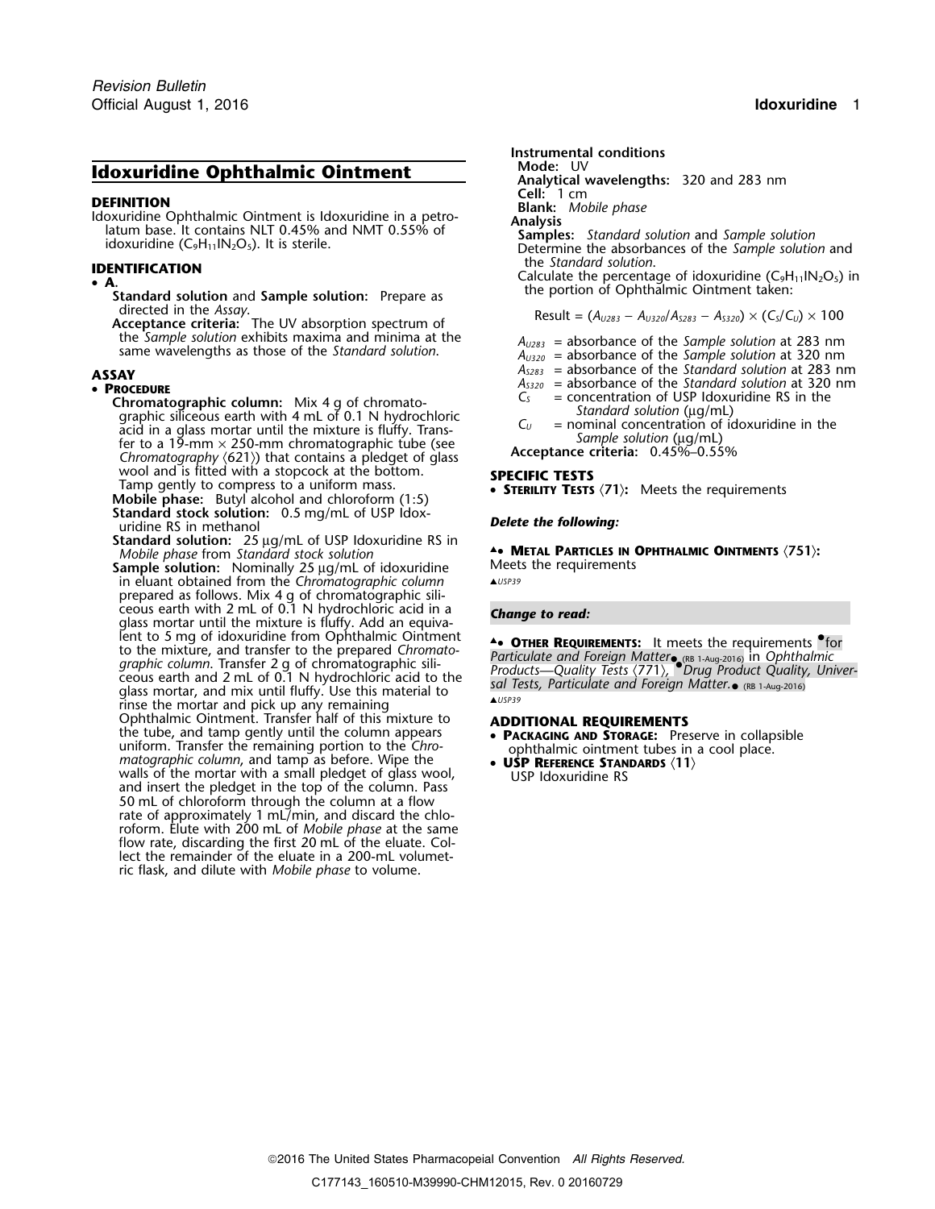# Idoxuridine Ophthalmic Ointment

**DEFINITION**

Idoxuridine Ophthalmic Ointment is Idoxuridine in a petrolatum base. It contains NLT 0.45% and NMT 0.55% of idoxuridine ($C_9H_{11}IN_2O_5$). It is sterile.

**IDENTIFICATION**

- **A.**
  - **Standard solution** and **Sample solution:** Prepare as directed in the *Assay*.
  - **Acceptance criteria:** The UV absorption spectrum of the *Sample solution* exhibits maxima and minima at the same wavelengths as those of the *Standard solution*.

**ASSAY**

- **PROCEDURE**
  - **Chromatographic column:** Mix 4 g of chromatographic siliceous earth with 4 mL of 0.1 N hydrochloric acid in a glass mortar until the mixture is fluffy. Transfer to a 19-mm × 250-mm chromatographic tube (see *Chromatography* ⟨621⟩) that contains a pledget of glass wool and is fitted with a stopcock at the bottom. Tamp gently to compress to a uniform mass.
  - **Mobile phase:** Butyl alcohol and chloroform (1:5)
  - **Standard stock solution:** 0.5 mg/mL of USP Idoxuridine RS in methanol
  - **Standard solution:** 25 µg/mL of USP Idoxuridine RS in *Mobile phase* from *Standard stock solution*
  - **Sample solution:** Nominally 25 µg/mL of idoxuridine in eluant obtained from the *Chromatographic column* prepared as follows. Mix 4 g of chromatographic siliceous earth with 2 mL of 0.1 N hydrochloric acid in a glass mortar until the mixture is fluffy. Add an equivalent to 5 mg of idoxuridine from Ophthalmic Ointment to the mixture, and transfer to the prepared *Chromatographic column*. Transfer 2 g of chromatographic siliceous earth and 2 mL of 0.1 N hydrochloric acid to the glass mortar, and mix until fluffy. Use this material to rinse the mortar and pick up any remaining Ophthalmic Ointment. Transfer half of this mixture to the tube, and tamp gently until the column appears uniform. Transfer the remaining portion to the *Chromatographic column*, and tamp as before. Wipe the walls of the mortar with a small pledget of glass wool, and insert the pledget in the top of the column. Pass 50 mL of chloroform through the column at a flow rate of approximately 1 mL/min, and discard the chloroform. Elute with 200 mL of *Mobile phase* at the same flow rate, discarding the first 20 mL of the eluate. Collect the remainder of the eluate in a 200-mL volumetric flask, and dilute with *Mobile phase* to volume.
  - **Instrumental conditions**
    - **Mode:** UV
    - **Analytical wavelengths:** 320 and 283 nm
    - **Cell:** 1 cm
    - **Blank:** *Mobile phase*
  - **Analysis**
    - **Samples:** *Standard solution* and *Sample solution*

    Determine the absorbances of the *Sample solution* and the *Standard solution*.

    Calculate the percentage of idoxuridine ($C_9H_{11}IN_2O_5$) in the portion of Ophthalmic Ointment taken:

$$\text{Result} = (A_{U283} - A_{U320}/A_{S283} - A_{S320}) \times (C_S/C_U) \times 100$$

$A_{U283}$ = absorbance of the *Sample solution* at 283 nm
$A_{U320}$ = absorbance of the *Sample solution* at 320 nm
$A_{S283}$ = absorbance of the *Standard solution* at 283 nm
$A_{S320}$ = absorbance of the *Standard solution* at 320 nm
$C_S$ = concentration of USP Idoxuridine RS in the *Standard solution* (µg/mL)
$C_U$ = nominal concentration of idoxuridine in the *Sample solution* (µg/mL)

  - **Acceptance criteria:** 0.45%–0.55%

**SPECIFIC TESTS**

- **STERILITY TESTS** ⟨71⟩**:** Meets the requirements

*Delete the following:*

▲• **METAL PARTICLES IN OPHTHALMIC OINTMENTS** ⟨751⟩**:** Meets the requirements ▲USP39

*Change to read:*

▲• **OTHER REQUIREMENTS:** It meets the requirements •for *Particulate and Foreign Matter*• (RB 1-Aug-2016) in *Ophthalmic Products—Quality Tests* ⟨771⟩, •*Drug Product Quality, Universal Tests, Particulate and Foreign Matter*.• (RB 1-Aug-2016) ▲USP39

**ADDITIONAL REQUIREMENTS**

- **PACKAGING AND STORAGE:** Preserve in collapsible ophthalmic ointment tubes in a cool place.
- **USP REFERENCE STANDARDS** ⟨11⟩
  USP Idoxuridine RS